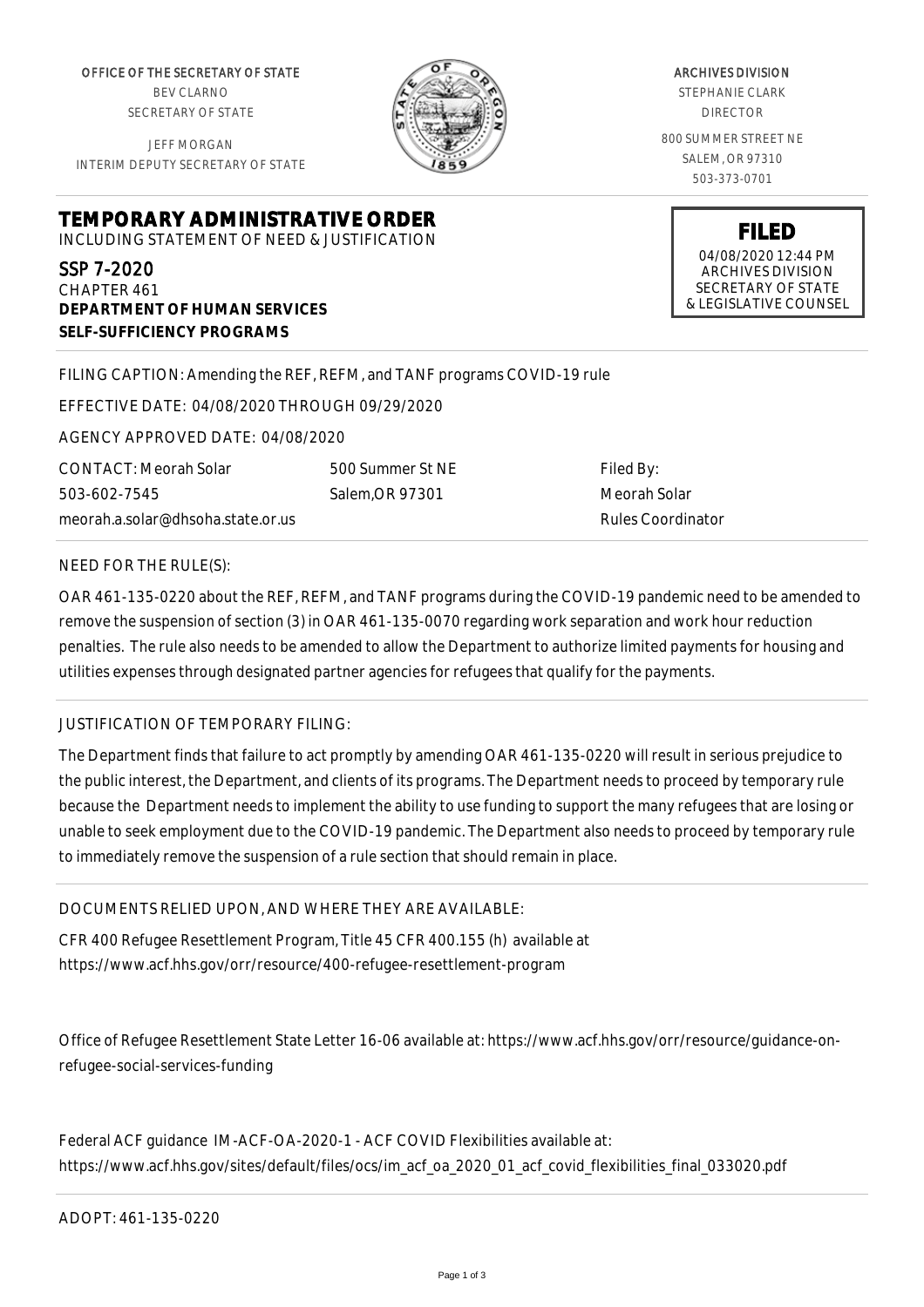OFFICE OF THE SECRETARY OF STATE
BEV CLARNO
SECRETARY OF STATE

JEFF MORGAN
INTERIM DEPUTY SECRETARY OF STATE

ARCHIVES DIVISION
STEPHANIE CLARK
DIRECTOR

800 SUMMER STREET NE
SALEM, OR 97310
503-373-0701

**FILED**
04/08/2020 12:44 PM
ARCHIVES DIVISION
SECRETARY OF STATE
& LEGISLATIVE COUNSEL

# TEMPORARY ADMINISTRATIVE ORDER

INCLUDING STATEMENT OF NEED & JUSTIFICATION

SSP 7-2020
CHAPTER 461
**DEPARTMENT OF HUMAN SERVICES**
**SELF-SUFFICIENCY PROGRAMS**

FILING CAPTION: Amending the REF, REFM, and TANF programs COVID-19 rule

EFFECTIVE DATE: 04/08/2020 THROUGH 09/29/2020

AGENCY APPROVED DATE: 04/08/2020

CONTACT: Meorah Solar
503-602-7545
meorah.a.solar@dhsoha.state.or.us

500 Summer St NE
Salem,OR 97301

Filed By:
Meorah Solar
Rules Coordinator

NEED FOR THE RULE(S):

OAR 461-135-0220 about the REF, REFM, and TANF programs during the COVID-19 pandemic need to be amended to remove the suspension of section (3) in OAR 461-135-0070 regarding work separation and work hour reduction penalties. The rule also needs to be amended to allow the Department to authorize limited payments for housing and utilities expenses through designated partner agencies for refugees that qualify for the payments.

JUSTIFICATION OF TEMPORARY FILING:

The Department finds that failure to act promptly by amending OAR 461-135-0220 will result in serious prejudice to the public interest, the Department, and clients of its programs. The Department needs to proceed by temporary rule because the Department needs to implement the ability to use funding to support the many refugees that are losing or unable to seek employment due to the COVID-19 pandemic. The Department also needs to proceed by temporary rule to immediately remove the suspension of a rule section that should remain in place.

DOCUMENTS RELIED UPON, AND WHERE THEY ARE AVAILABLE:

CFR 400 Refugee Resettlement Program, Title 45 CFR 400.155 (h) available at https://www.acf.hhs.gov/orr/resource/400-refugee-resettlement-program

Office of Refugee Resettlement State Letter 16-06 available at: https://www.acf.hhs.gov/orr/resource/guidance-on-refugee-social-services-funding

Federal ACF guidance IM-ACF-OA-2020-1 - ACF COVID Flexibilities available at: https://www.acf.hhs.gov/sites/default/files/ocs/im_acf_oa_2020_01_acf_covid_flexibilities_final_033020.pdf

ADOPT: 461-135-0220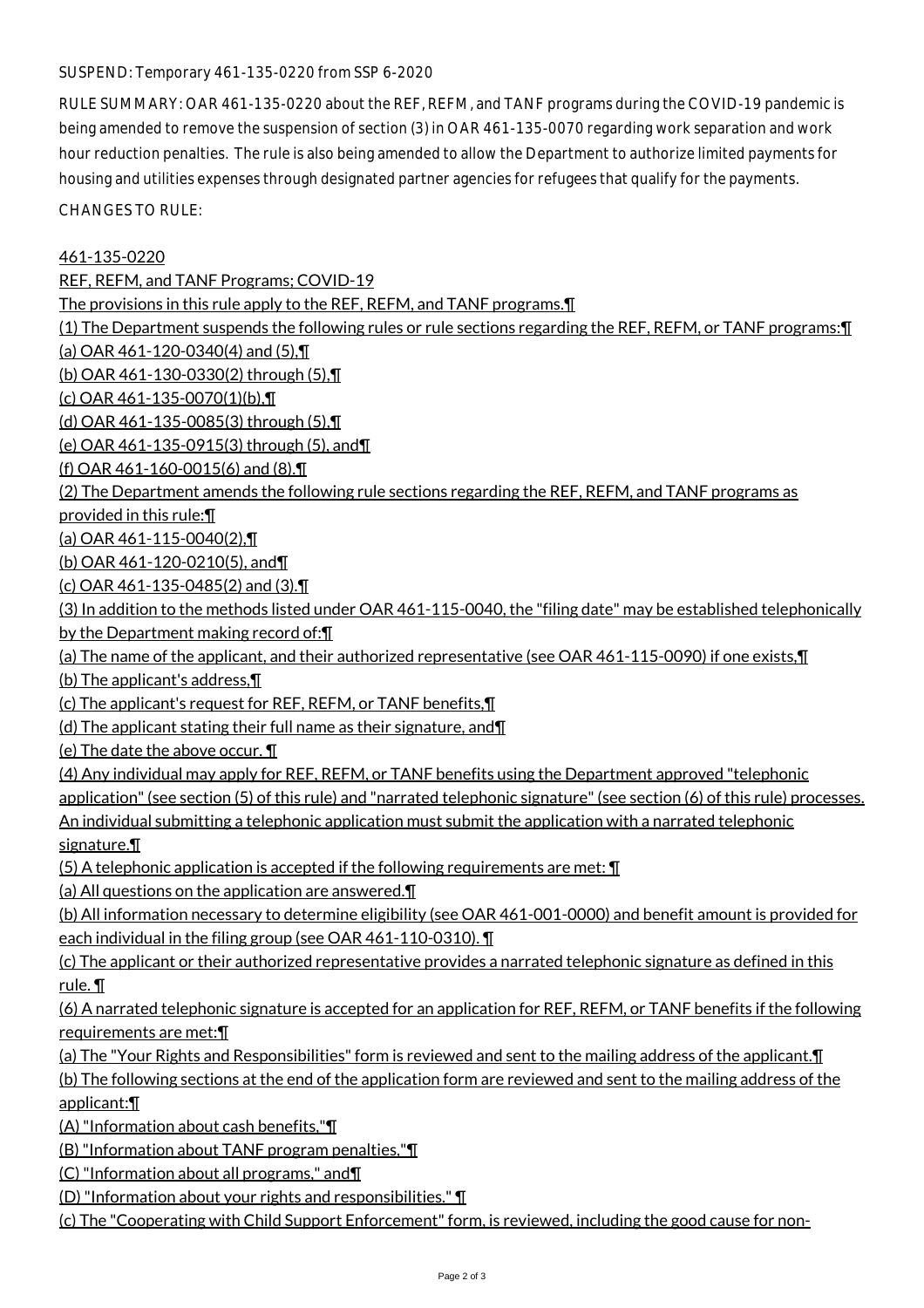SUSPEND: Temporary 461-135-0220 from SSP 6-2020

RULE SUMMARY: OAR 461-135-0220 about the REF, REFM, and TANF programs during the COVID-19 pandemic is being amended to remove the suspension of section (3) in OAR 461-135-0070 regarding work separation and work hour reduction penalties. The rule is also being amended to allow the Department to authorize limited payments for housing and utilities expenses through designated partner agencies for refugees that qualify for the payments.

CHANGES TO RULE:

461-135-0220

REF, REFM, and TANF Programs; COVID-19

The provisions in this rule apply to the REF, REFM, and TANF programs.¶

(1) The Department suspends the following rules or rule sections regarding the REF, REFM, or TANF programs:¶

(a) OAR 461-120-0340(4) and (5),¶

(b) OAR 461-130-0330(2) through (5),¶

(c) OAR 461-135-0070(1)(b),¶

(d) OAR 461-135-0085(3) through (5),¶

(e) OAR 461-135-0915(3) through (5), and¶

(f) OAR 461-160-0015(6) and (8).¶

(2) The Department amends the following rule sections regarding the REF, REFM, and TANF programs as provided in this rule:¶

(a) OAR 461-115-0040(2),¶

(b) OAR 461-120-0210(5), and¶

(c) OAR 461-135-0485(2) and (3).¶

(3) In addition to the methods listed under OAR 461-115-0040, the "filing date" may be established telephonically by the Department making record of:¶

(a) The name of the applicant, and their authorized representative (see OAR 461-115-0090) if one exists,¶

(b) The applicant's address,¶

(c) The applicant's request for REF, REFM, or TANF benefits,¶

(d) The applicant stating their full name as their signature, and¶

(e) The date the above occur. ¶

(4) Any individual may apply for REF, REFM, or TANF benefits using the Department approved "telephonic application" (see section (5) of this rule) and "narrated telephonic signature" (see section (6) of this rule) processes. An individual submitting a telephonic application must submit the application with a narrated telephonic signature.¶

(5) A telephonic application is accepted if the following requirements are met: ¶

(a) All questions on the application are answered.¶

(b) All information necessary to determine eligibility (see OAR 461-001-0000) and benefit amount is provided for each individual in the filing group (see OAR 461-110-0310). ¶

(c) The applicant or their authorized representative provides a narrated telephonic signature as defined in this rule. ¶

(6) A narrated telephonic signature is accepted for an application for REF, REFM, or TANF benefits if the following requirements are met:¶

(a) The "Your Rights and Responsibilities" form is reviewed and sent to the mailing address of the applicant.¶

(b) The following sections at the end of the application form are reviewed and sent to the mailing address of the applicant:¶

(A) "Information about cash benefits,"¶

(B) "Information about TANF program penalties,"¶

(C) "Information about all programs," and¶

(D) "Information about your rights and responsibilities." ¶

(c) The "Cooperating with Child Support Enforcement" form, is reviewed, including the good cause for non-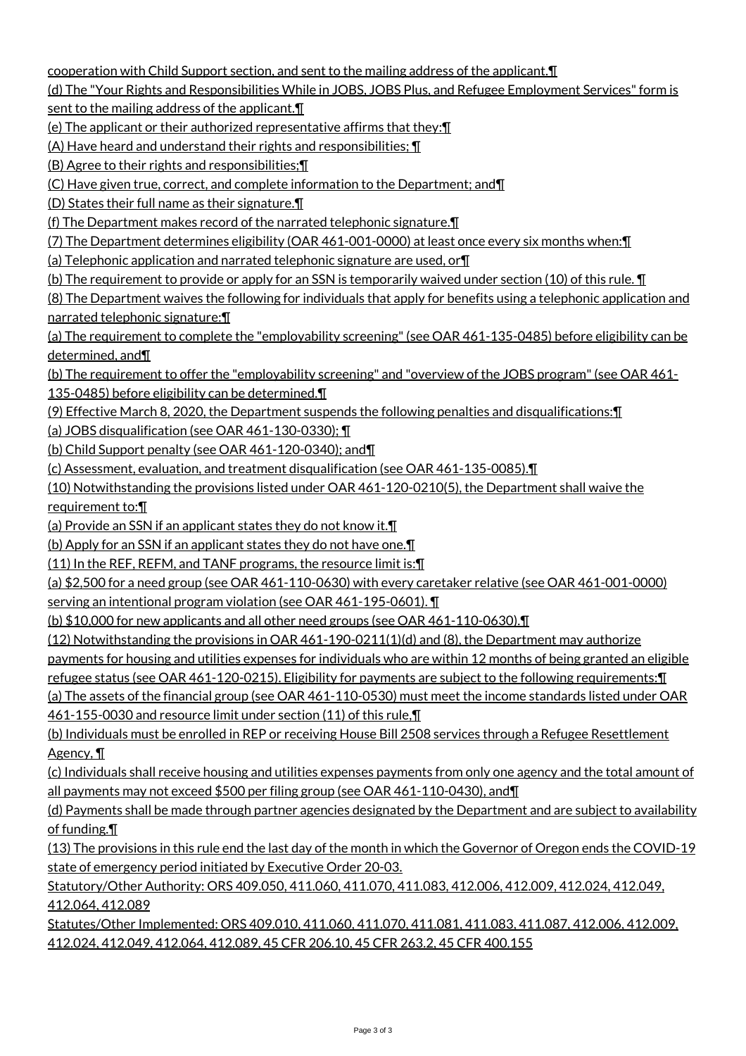cooperation with Child Support section, and sent to the mailing address of the applicant.¶

(d) The "Your Rights and Responsibilities While in JOBS, JOBS Plus, and Refugee Employment Services" form is sent to the mailing address of the applicant.¶

(e) The applicant or their authorized representative affirms that they:¶

(A) Have heard and understand their rights and responsibilities; ¶

(B) Agree to their rights and responsibilities;¶

(C) Have given true, correct, and complete information to the Department; and¶

(D) States their full name as their signature.¶

(f) The Department makes record of the narrated telephonic signature.¶

(7) The Department determines eligibility (OAR 461-001-0000) at least once every six months when:¶

(a) Telephonic application and narrated telephonic signature are used, or¶

(b) The requirement to provide or apply for an SSN is temporarily waived under section (10) of this rule. ¶

(8) The Department waives the following for individuals that apply for benefits using a telephonic application and narrated telephonic signature:¶

(a) The requirement to complete the "employability screening" (see OAR 461-135-0485) before eligibility can be determined, and¶

(b) The requirement to offer the "employability screening" and "overview of the JOBS program" (see OAR 461-135-0485) before eligibility can be determined.¶

(9) Effective March 8, 2020, the Department suspends the following penalties and disqualifications:¶

(a) JOBS disqualification (see OAR 461-130-0330); ¶

(b) Child Support penalty (see OAR 461-120-0340); and¶

(c) Assessment, evaluation, and treatment disqualification (see OAR 461-135-0085).¶

(10) Notwithstanding the provisions listed under OAR 461-120-0210(5), the Department shall waive the requirement to:¶

(a) Provide an SSN if an applicant states they do not know it.¶

(b) Apply for an SSN if an applicant states they do not have one.¶

(11) In the REF, REFM, and TANF programs, the resource limit is:¶

(a) $2,500 for a need group (see OAR 461-110-0630) with every caretaker relative (see OAR 461-001-0000) serving an intentional program violation (see OAR 461-195-0601). ¶

(b) $10,000 for new applicants and all other need groups (see OAR 461-110-0630).¶

(12) Notwithstanding the provisions in OAR 461-190-0211(1)(d) and (8), the Department may authorize payments for housing and utilities expenses for individuals who are within 12 months of being granted an eligible refugee status (see OAR 461-120-0215). Eligibility for payments are subject to the following requirements:¶

(a) The assets of the financial group (see OAR 461-110-0530) must meet the income standards listed under OAR 461-155-0030 and resource limit under section (11) of this rule,¶

(b) Individuals must be enrolled in REP or receiving House Bill 2508 services through a Refugee Resettlement Agency, ¶

(c) Individuals shall receive housing and utilities expenses payments from only one agency and the total amount of all payments may not exceed $500 per filing group (see OAR 461-110-0430), and¶

(d) Payments shall be made through partner agencies designated by the Department and are subject to availability of funding.¶

(13) The provisions in this rule end the last day of the month in which the Governor of Oregon ends the COVID-19 state of emergency period initiated by Executive Order 20-03.

Statutory/Other Authority: ORS 409.050, 411.060, 411.070, 411.083, 412.006, 412.009, 412.024, 412.049, 412.064, 412.089

Statutes/Other Implemented: ORS 409.010, 411.060, 411.070, 411.081, 411.083, 411.087, 412.006, 412.009, 412.024, 412.049, 412.064, 412.089, 45 CFR 206.10, 45 CFR 263.2, 45 CFR 400.155